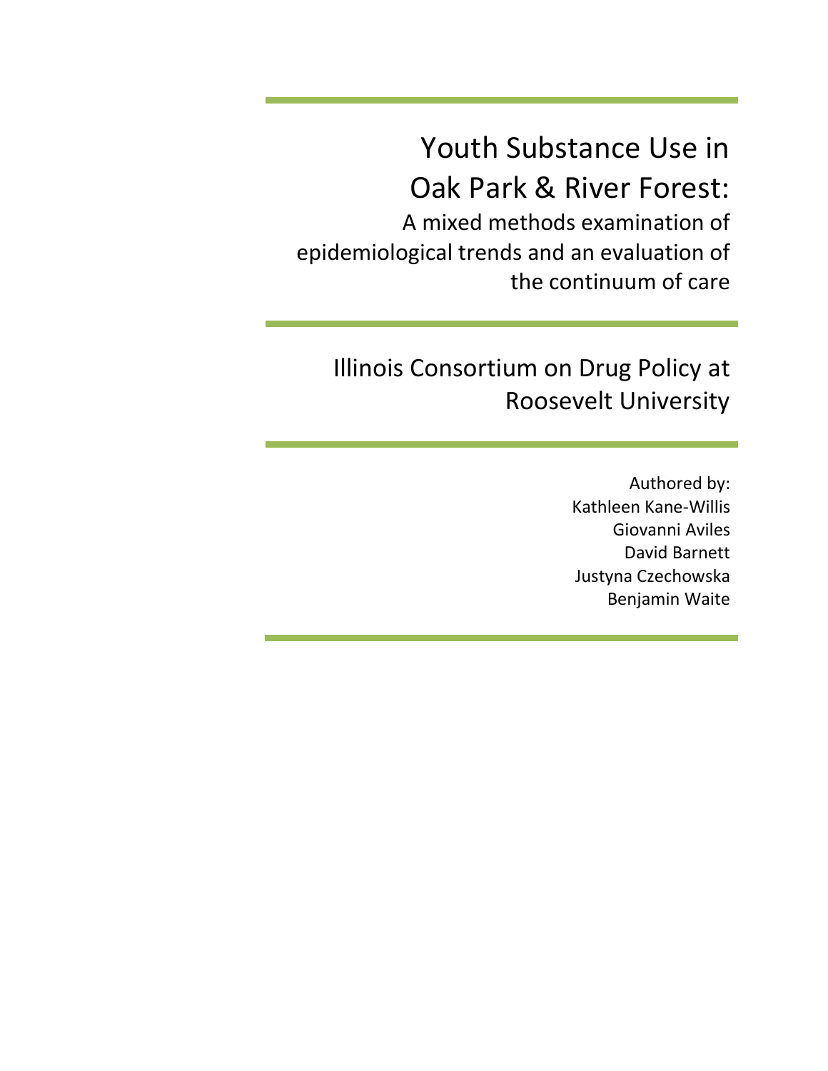# Youth Substance Use in Oak Park & River Forest:

## A mixed methods examination of epidemiological trends and an evaluation of the continuum of care

Illinois Consortium on Drug Policy at Roosevelt University

Authored by:
Kathleen Kane-Willis
Giovanni Aviles
David Barnett
Justyna Czechowska
Benjamin Waite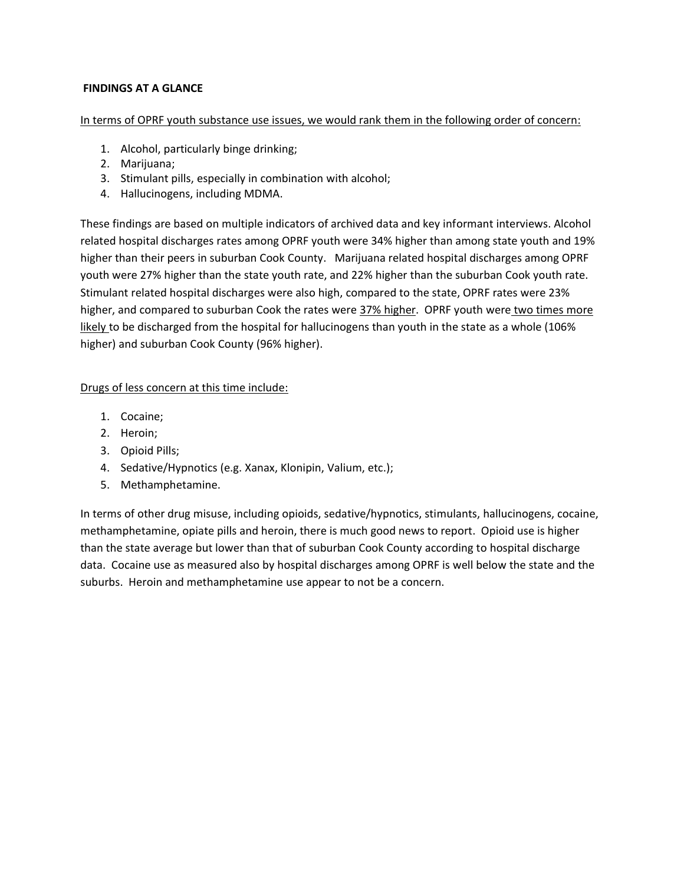**FINDINGS AT A GLANCE**

In terms of OPRF youth substance use issues, we would rank them in the following order of concern:

1. Alcohol, particularly binge drinking;
2. Marijuana;
3. Stimulant pills, especially in combination with alcohol;
4. Hallucinogens, including MDMA.

These findings are based on multiple indicators of archived data and key informant interviews. Alcohol related hospital discharges rates among OPRF youth were 34% higher than among state youth and 19% higher than their peers in suburban Cook County. Marijuana related hospital discharges among OPRF youth were 27% higher than the state youth rate, and 22% higher than the suburban Cook youth rate. Stimulant related hospital discharges were also high, compared to the state, OPRF rates were 23% higher, and compared to suburban Cook the rates were 37% higher. OPRF youth were two times more likely to be discharged from the hospital for hallucinogens than youth in the state as a whole (106% higher) and suburban Cook County (96% higher).

Drugs of less concern at this time include:

1. Cocaine;
2. Heroin;
3. Opioid Pills;
4. Sedative/Hypnotics (e.g. Xanax, Klonipin, Valium, etc.);
5. Methamphetamine.

In terms of other drug misuse, including opioids, sedative/hypnotics, stimulants, hallucinogens, cocaine, methamphetamine, opiate pills and heroin, there is much good news to report. Opioid use is higher than the state average but lower than that of suburban Cook County according to hospital discharge data. Cocaine use as measured also by hospital discharges among OPRF is well below the state and the suburbs. Heroin and methamphetamine use appear to not be a concern.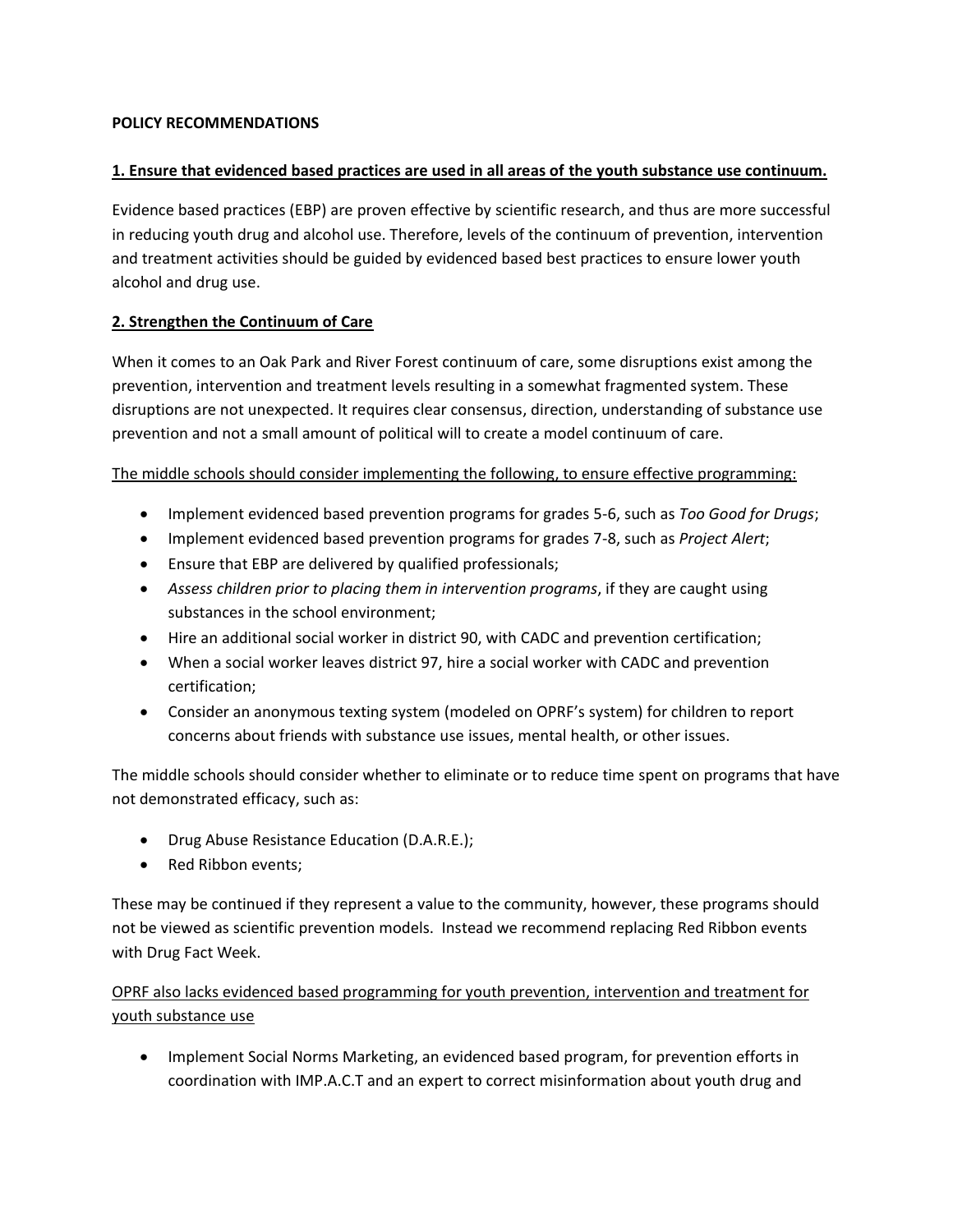**POLICY RECOMMENDATIONS**

**1. Ensure that evidenced based practices are used in all areas of the youth substance use continuum.**

Evidence based practices (EBP) are proven effective by scientific research, and thus are more successful in reducing youth drug and alcohol use. Therefore, levels of the continuum of prevention, intervention and treatment activities should be guided by evidenced based best practices to ensure lower youth alcohol and drug use.

**2. Strengthen the Continuum of Care**

When it comes to an Oak Park and River Forest continuum of care, some disruptions exist among the prevention, intervention and treatment levels resulting in a somewhat fragmented system. These disruptions are not unexpected. It requires clear consensus, direction, understanding of substance use prevention and not a small amount of political will to create a model continuum of care.

The middle schools should consider implementing the following, to ensure effective programming:

- Implement evidenced based prevention programs for grades 5-6, such as *Too Good for Drugs*;
- Implement evidenced based prevention programs for grades 7-8, such as *Project Alert*;
- Ensure that EBP are delivered by qualified professionals;
- *Assess children prior to placing them in intervention programs*, if they are caught using substances in the school environment;
- Hire an additional social worker in district 90, with CADC and prevention certification;
- When a social worker leaves district 97, hire a social worker with CADC and prevention certification;
- Consider an anonymous texting system (modeled on OPRF's system) for children to report concerns about friends with substance use issues, mental health, or other issues.

The middle schools should consider whether to eliminate or to reduce time spent on programs that have not demonstrated efficacy, such as:

- Drug Abuse Resistance Education (D.A.R.E.);
- Red Ribbon events;

These may be continued if they represent a value to the community, however, these programs should not be viewed as scientific prevention models. Instead we recommend replacing Red Ribbon events with Drug Fact Week.

OPRF also lacks evidenced based programming for youth prevention, intervention and treatment for youth substance use

- Implement Social Norms Marketing, an evidenced based program, for prevention efforts in coordination with IMP.A.C.T and an expert to correct misinformation about youth drug and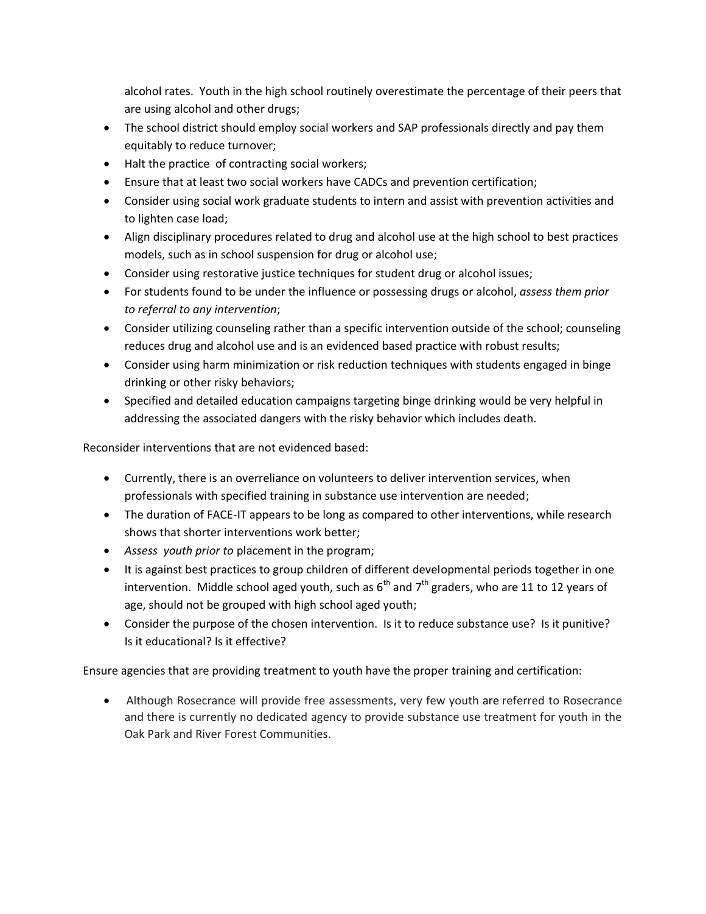alcohol rates. Youth in the high school routinely overestimate the percentage of their peers that are using alcohol and other drugs;

- The school district should employ social workers and SAP professionals directly and pay them equitably to reduce turnover;
- Halt the practice of contracting social workers;
- Ensure that at least two social workers have CADCs and prevention certification;
- Consider using social work graduate students to intern and assist with prevention activities and to lighten case load;
- Align disciplinary procedures related to drug and alcohol use at the high school to best practices models, such as in school suspension for drug or alcohol use;
- Consider using restorative justice techniques for student drug or alcohol issues;
- For students found to be under the influence or possessing drugs or alcohol, *assess them prior to referral to any intervention*;
- Consider utilizing counseling rather than a specific intervention outside of the school; counseling reduces drug and alcohol use and is an evidenced based practice with robust results;
- Consider using harm minimization or risk reduction techniques with students engaged in binge drinking or other risky behaviors;
- Specified and detailed education campaigns targeting binge drinking would be very helpful in addressing the associated dangers with the risky behavior which includes death.

Reconsider interventions that are not evidenced based:

- Currently, there is an overreliance on volunteers to deliver intervention services, when professionals with specified training in substance use intervention are needed;
- The duration of FACE-IT appears to be long as compared to other interventions, while research shows that shorter interventions work better;
- *Assess youth prior to* placement in the program;
- It is against best practices to group children of different developmental periods together in one intervention. Middle school aged youth, such as 6th and 7th graders, who are 11 to 12 years of age, should not be grouped with high school aged youth;
- Consider the purpose of the chosen intervention. Is it to reduce substance use? Is it punitive? Is it educational? Is it effective?

Ensure agencies that are providing treatment to youth have the proper training and certification:

- Although Rosecrance will provide free assessments, very few youth are referred to Rosecrance and there is currently no dedicated agency to provide substance use treatment for youth in the Oak Park and River Forest Communities.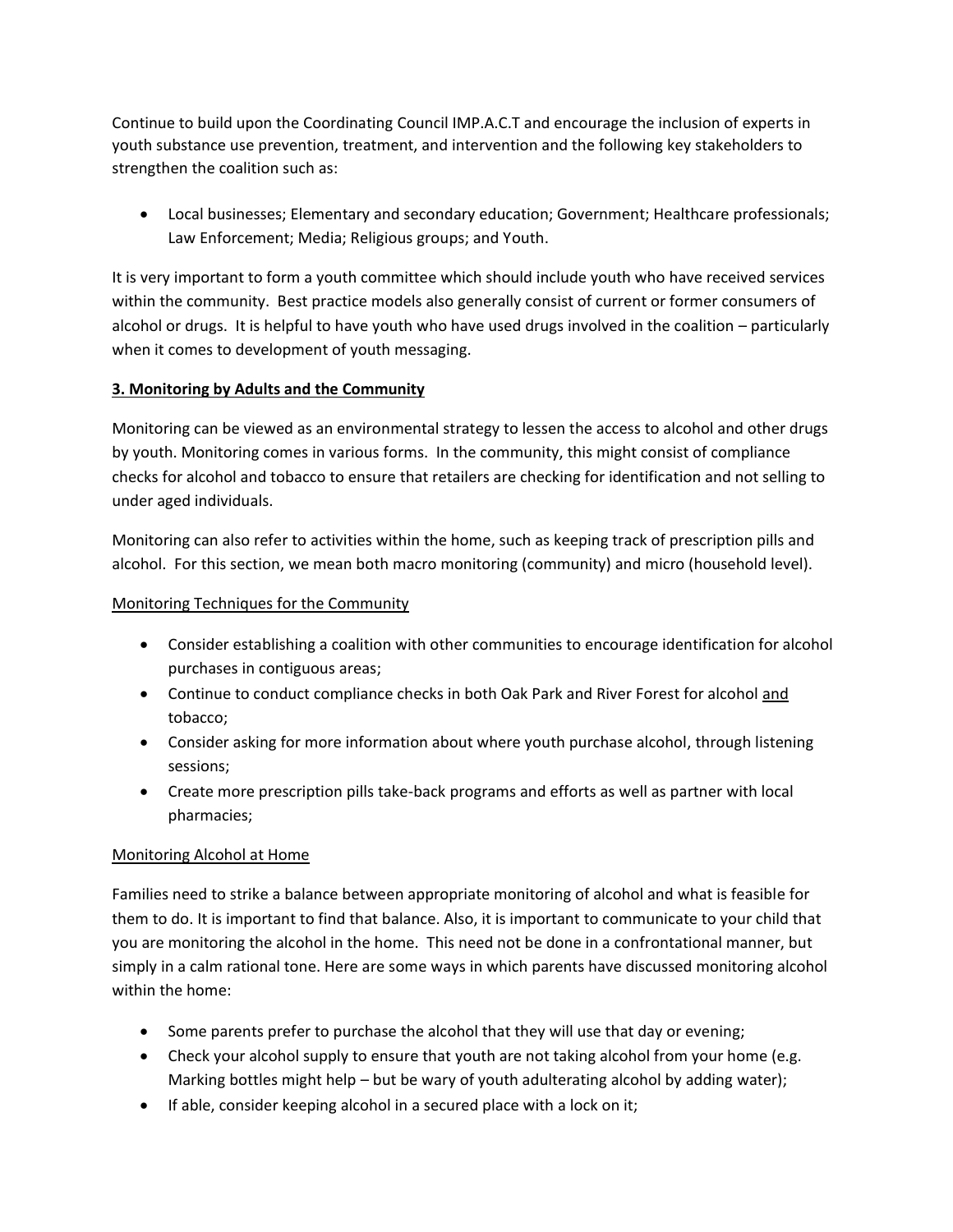Continue to build upon the Coordinating Council IMP.A.C.T and encourage the inclusion of experts in youth substance use prevention, treatment, and intervention and the following key stakeholders to strengthen the coalition such as:

- Local businesses; Elementary and secondary education; Government; Healthcare professionals; Law Enforcement; Media; Religious groups; and Youth.

It is very important to form a youth committee which should include youth who have received services within the community. Best practice models also generally consist of current or former consumers of alcohol or drugs. It is helpful to have youth who have used drugs involved in the coalition – particularly when it comes to development of youth messaging.

## 3. Monitoring by Adults and the Community

Monitoring can be viewed as an environmental strategy to lessen the access to alcohol and other drugs by youth. Monitoring comes in various forms. In the community, this might consist of compliance checks for alcohol and tobacco to ensure that retailers are checking for identification and not selling to under aged individuals.

Monitoring can also refer to activities within the home, such as keeping track of prescription pills and alcohol. For this section, we mean both macro monitoring (community) and micro (household level).

### Monitoring Techniques for the Community

- Consider establishing a coalition with other communities to encourage identification for alcohol purchases in contiguous areas;
- Continue to conduct compliance checks in both Oak Park and River Forest for alcohol <u>and</u> tobacco;
- Consider asking for more information about where youth purchase alcohol, through listening sessions;
- Create more prescription pills take-back programs and efforts as well as partner with local pharmacies;

### Monitoring Alcohol at Home

Families need to strike a balance between appropriate monitoring of alcohol and what is feasible for them to do. It is important to find that balance. Also, it is important to communicate to your child that you are monitoring the alcohol in the home. This need not be done in a confrontational manner, but simply in a calm rational tone. Here are some ways in which parents have discussed monitoring alcohol within the home:

- Some parents prefer to purchase the alcohol that they will use that day or evening;
- Check your alcohol supply to ensure that youth are not taking alcohol from your home (e.g. Marking bottles might help – but be wary of youth adulterating alcohol by adding water);
- If able, consider keeping alcohol in a secured place with a lock on it;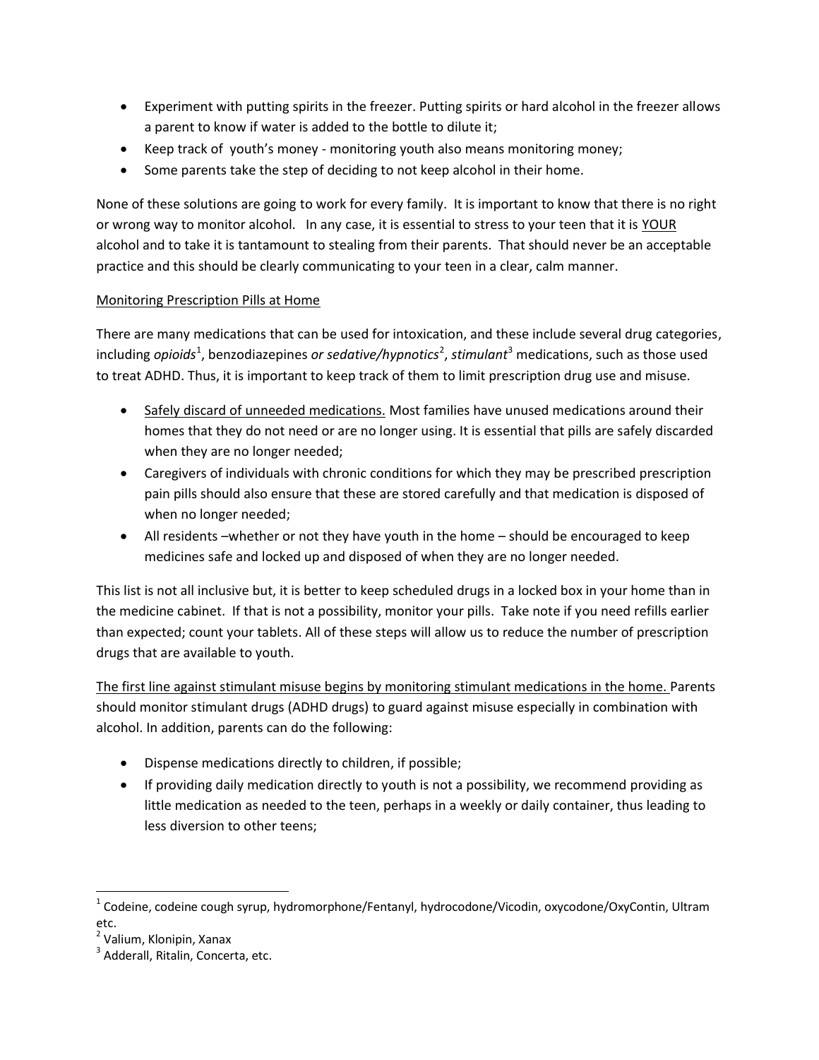- Experiment with putting spirits in the freezer. Putting spirits or hard alcohol in the freezer allows a parent to know if water is added to the bottle to dilute it;
- Keep track of youth's money - monitoring youth also means monitoring money;
- Some parents take the step of deciding to not keep alcohol in their home.

None of these solutions are going to work for every family. It is important to know that there is no right or wrong way to monitor alcohol. In any case, it is essential to stress to your teen that it is YOUR alcohol and to take it is tantamount to stealing from their parents. That should never be an acceptable practice and this should be clearly communicating to your teen in a clear, calm manner.

Monitoring Prescription Pills at Home

There are many medications that can be used for intoxication, and these include several drug categories, including *opioids*[1], benzodiazepines *or sedative/hypnotics*[2], *stimulant*[3] medications, such as those used to treat ADHD. Thus, it is important to keep track of them to limit prescription drug use and misuse.

- Safely discard of unneeded medications. Most families have unused medications around their homes that they do not need or are no longer using. It is essential that pills are safely discarded when they are no longer needed;
- Caregivers of individuals with chronic conditions for which they may be prescribed prescription pain pills should also ensure that these are stored carefully and that medication is disposed of when no longer needed;
- All residents –whether or not they have youth in the home – should be encouraged to keep medicines safe and locked up and disposed of when they are no longer needed.

This list is not all inclusive but, it is better to keep scheduled drugs in a locked box in your home than in the medicine cabinet. If that is not a possibility, monitor your pills. Take note if you need refills earlier than expected; count your tablets. All of these steps will allow us to reduce the number of prescription drugs that are available to youth.

The first line against stimulant misuse begins by monitoring stimulant medications in the home. Parents should monitor stimulant drugs (ADHD drugs) to guard against misuse especially in combination with alcohol. In addition, parents can do the following:

- Dispense medications directly to children, if possible;
- If providing daily medication directly to youth is not a possibility, we recommend providing as little medication as needed to the teen, perhaps in a weekly or daily container, thus leading to less diversion to other teens;

---

[1] Codeine, codeine cough syrup, hydromorphone/Fentanyl, hydrocodone/Vicodin, oxycodone/OxyContin, Ultram etc.

[2] Valium, Klonipin, Xanax

[3] Adderall, Ritalin, Concerta, etc.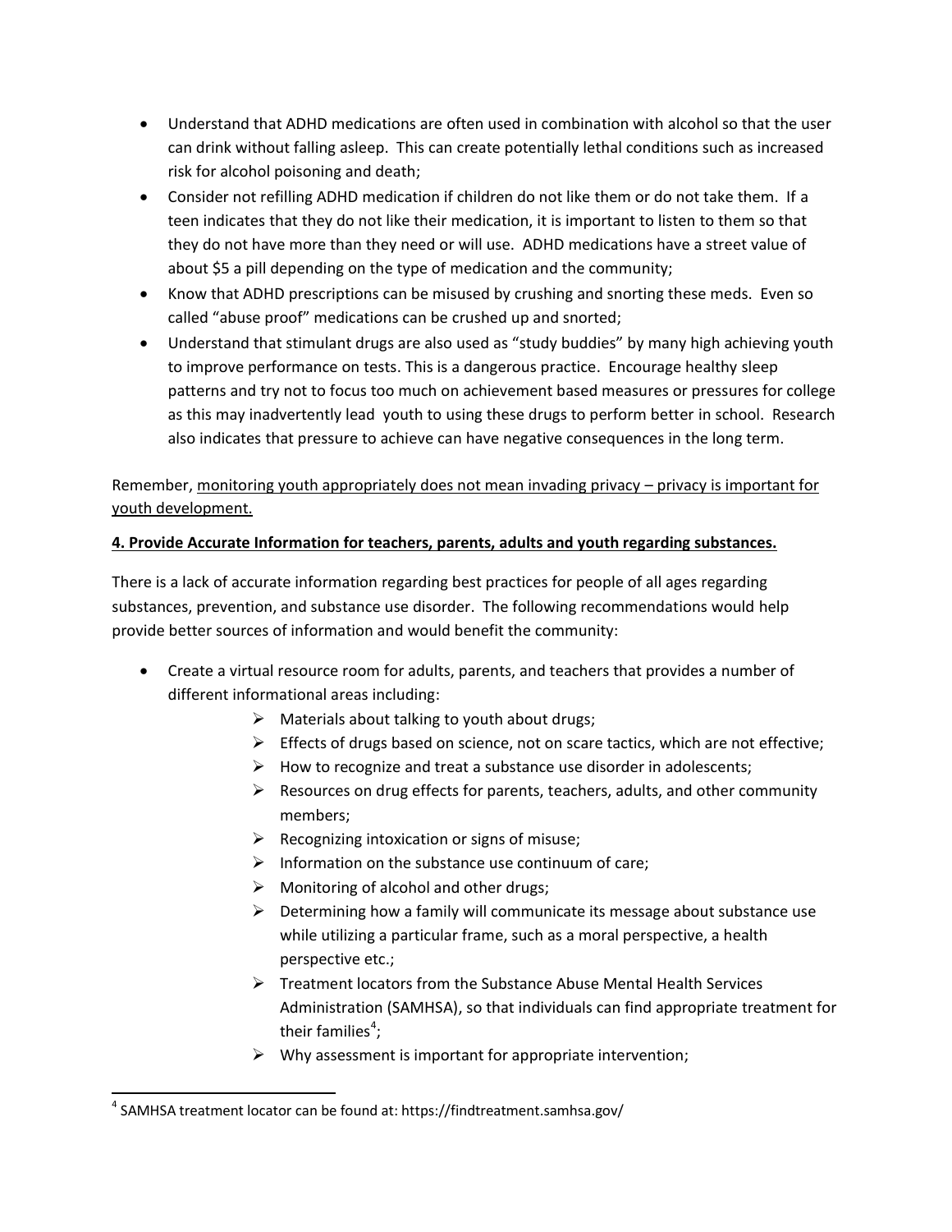- Understand that ADHD medications are often used in combination with alcohol so that the user can drink without falling asleep. This can create potentially lethal conditions such as increased risk for alcohol poisoning and death;
- Consider not refilling ADHD medication if children do not like them or do not take them. If a teen indicates that they do not like their medication, it is important to listen to them so that they do not have more than they need or will use. ADHD medications have a street value of about $5 a pill depending on the type of medication and the community;
- Know that ADHD prescriptions can be misused by crushing and snorting these meds. Even so called "abuse proof" medications can be crushed up and snorted;
- Understand that stimulant drugs are also used as "study buddies" by many high achieving youth to improve performance on tests. This is a dangerous practice. Encourage healthy sleep patterns and try not to focus too much on achievement based measures or pressures for college as this may inadvertently lead youth to using these drugs to perform better in school. Research also indicates that pressure to achieve can have negative consequences in the long term.

Remember, <u>monitoring youth appropriately does not mean invading privacy – privacy is important for youth development.</u>

**<u>4. Provide Accurate Information for teachers, parents, adults and youth regarding substances.</u>**

There is a lack of accurate information regarding best practices for people of all ages regarding substances, prevention, and substance use disorder. The following recommendations would help provide better sources of information and would benefit the community:

- Create a virtual resource room for adults, parents, and teachers that provides a number of different informational areas including:
  - Materials about talking to youth about drugs;
  - Effects of drugs based on science, not on scare tactics, which are not effective;
  - How to recognize and treat a substance use disorder in adolescents;
  - Resources on drug effects for parents, teachers, adults, and other community members;
  - Recognizing intoxication or signs of misuse;
  - Information on the substance use continuum of care;
  - Monitoring of alcohol and other drugs;
  - Determining how a family will communicate its message about substance use while utilizing a particular frame, such as a moral perspective, a health perspective etc.;
  - Treatment locators from the Substance Abuse Mental Health Services Administration (SAMHSA), so that individuals can find appropriate treatment for their families[4];
  - Why assessment is important for appropriate intervention;

[4] SAMHSA treatment locator can be found at: https://findtreatment.samhsa.gov/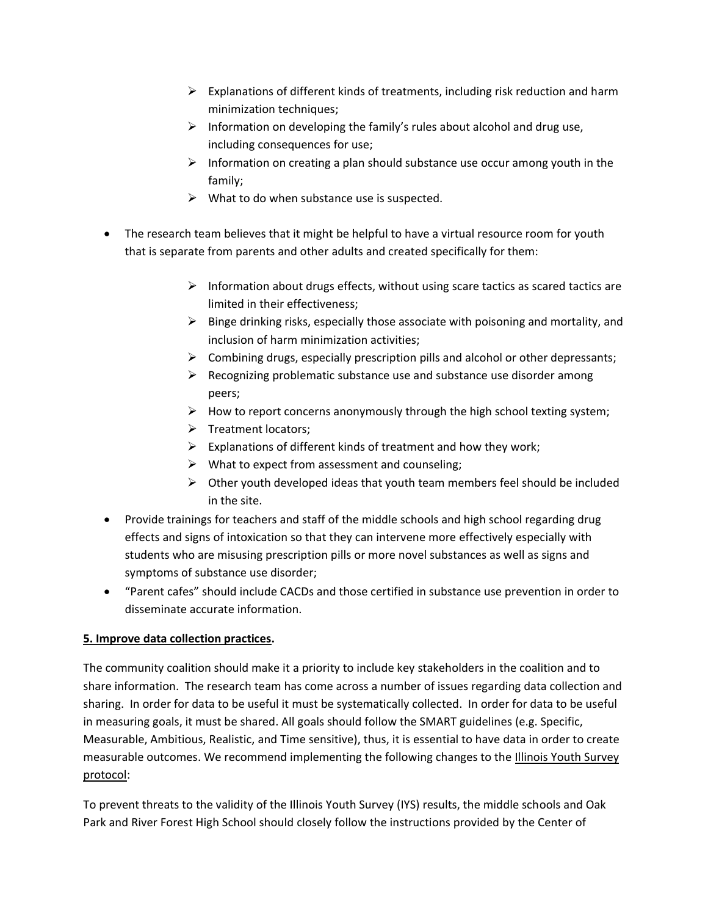- Explanations of different kinds of treatments, including risk reduction and harm minimization techniques;
    - Information on developing the family's rules about alcohol and drug use, including consequences for use;
    - Information on creating a plan should substance use occur among youth in the family;
    - What to do when substance use is suspected.

- The research team believes that it might be helpful to have a virtual resource room for youth that is separate from parents and other adults and created specifically for them:
    - Information about drugs effects, without using scare tactics as scared tactics are limited in their effectiveness;
    - Binge drinking risks, especially those associate with poisoning and mortality, and inclusion of harm minimization activities;
    - Combining drugs, especially prescription pills and alcohol or other depressants;
    - Recognizing problematic substance use and substance use disorder among peers;
    - How to report concerns anonymously through the high school texting system;
    - Treatment locators;
    - Explanations of different kinds of treatment and how they work;
    - What to expect from assessment and counseling;
    - Other youth developed ideas that youth team members feel should be included in the site.
- Provide trainings for teachers and staff of the middle schools and high school regarding drug effects and signs of intoxication so that they can intervene more effectively especially with students who are misusing prescription pills or more novel substances as well as signs and symptoms of substance use disorder;
- "Parent cafes" should include CACDs and those certified in substance use prevention in order to disseminate accurate information.

**5. Improve data collection practices.**

The community coalition should make it a priority to include key stakeholders in the coalition and to share information. The research team has come across a number of issues regarding data collection and sharing. In order for data to be useful it must be systematically collected. In order for data to be useful in measuring goals, it must be shared. All goals should follow the SMART guidelines (e.g. Specific, Measurable, Ambitious, Realistic, and Time sensitive), thus, it is essential to have data in order to create measurable outcomes. We recommend implementing the following changes to the Illinois Youth Survey protocol:

To prevent threats to the validity of the Illinois Youth Survey (IYS) results, the middle schools and Oak Park and River Forest High School should closely follow the instructions provided by the Center of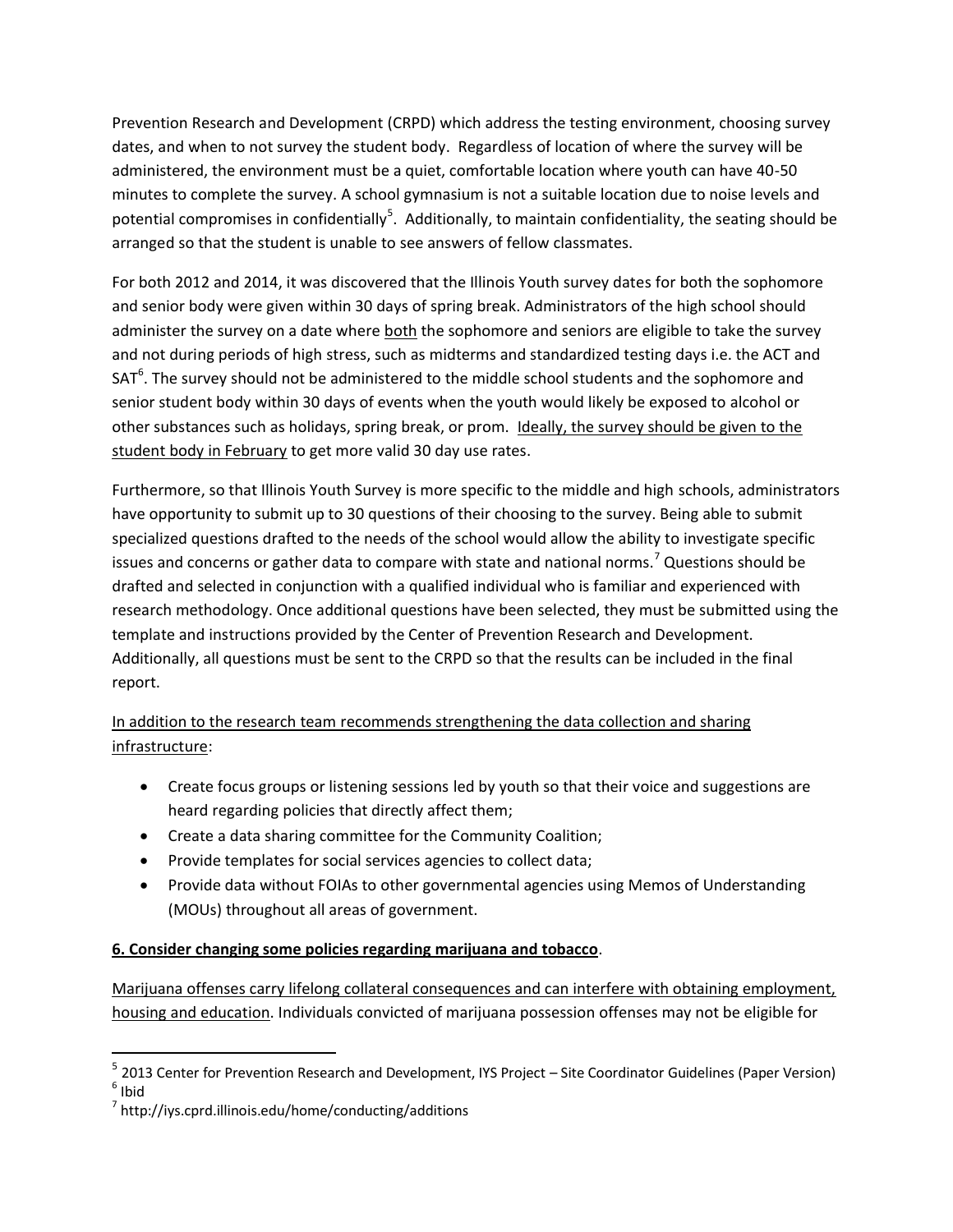Prevention Research and Development (CRPD) which address the testing environment, choosing survey dates, and when to not survey the student body. Regardless of location of where the survey will be administered, the environment must be a quiet, comfortable location where youth can have 40-50 minutes to complete the survey. A school gymnasium is not a suitable location due to noise levels and potential compromises in confidentially[5]. Additionally, to maintain confidentiality, the seating should be arranged so that the student is unable to see answers of fellow classmates.

For both 2012 and 2014, it was discovered that the Illinois Youth survey dates for both the sophomore and senior body were given within 30 days of spring break. Administrators of the high school should administer the survey on a date where <u>both</u> the sophomore and seniors are eligible to take the survey and not during periods of high stress, such as midterms and standardized testing days i.e. the ACT and SAT[6]. The survey should not be administered to the middle school students and the sophomore and senior student body within 30 days of events when the youth would likely be exposed to alcohol or other substances such as holidays, spring break, or prom. <u>Ideally, the survey should be given to the student body in February</u> to get more valid 30 day use rates.

Furthermore, so that Illinois Youth Survey is more specific to the middle and high schools, administrators have opportunity to submit up to 30 questions of their choosing to the survey. Being able to submit specialized questions drafted to the needs of the school would allow the ability to investigate specific issues and concerns or gather data to compare with state and national norms.[7] Questions should be drafted and selected in conjunction with a qualified individual who is familiar and experienced with research methodology. Once additional questions have been selected, they must be submitted using the template and instructions provided by the Center of Prevention Research and Development. Additionally, all questions must be sent to the CRPD so that the results can be included in the final report.

<u>In addition to the research team recommends strengthening the data collection and sharing infrastructure</u>:

- Create focus groups or listening sessions led by youth so that their voice and suggestions are heard regarding policies that directly affect them;
- Create a data sharing committee for the Community Coalition;
- Provide templates for social services agencies to collect data;
- Provide data without FOIAs to other governmental agencies using Memos of Understanding (MOUs) throughout all areas of government.

**6. Consider changing some policies regarding marijuana and tobacco**.

<u>Marijuana offenses carry lifelong collateral consequences and can interfere with obtaining employment, housing and education</u>. Individuals convicted of marijuana possession offenses may not be eligible for

---

[5] 2013 Center for Prevention Research and Development, IYS Project – Site Coordinator Guidelines (Paper Version)

[6] Ibid

[7] http://iys.cprd.illinois.edu/home/conducting/additions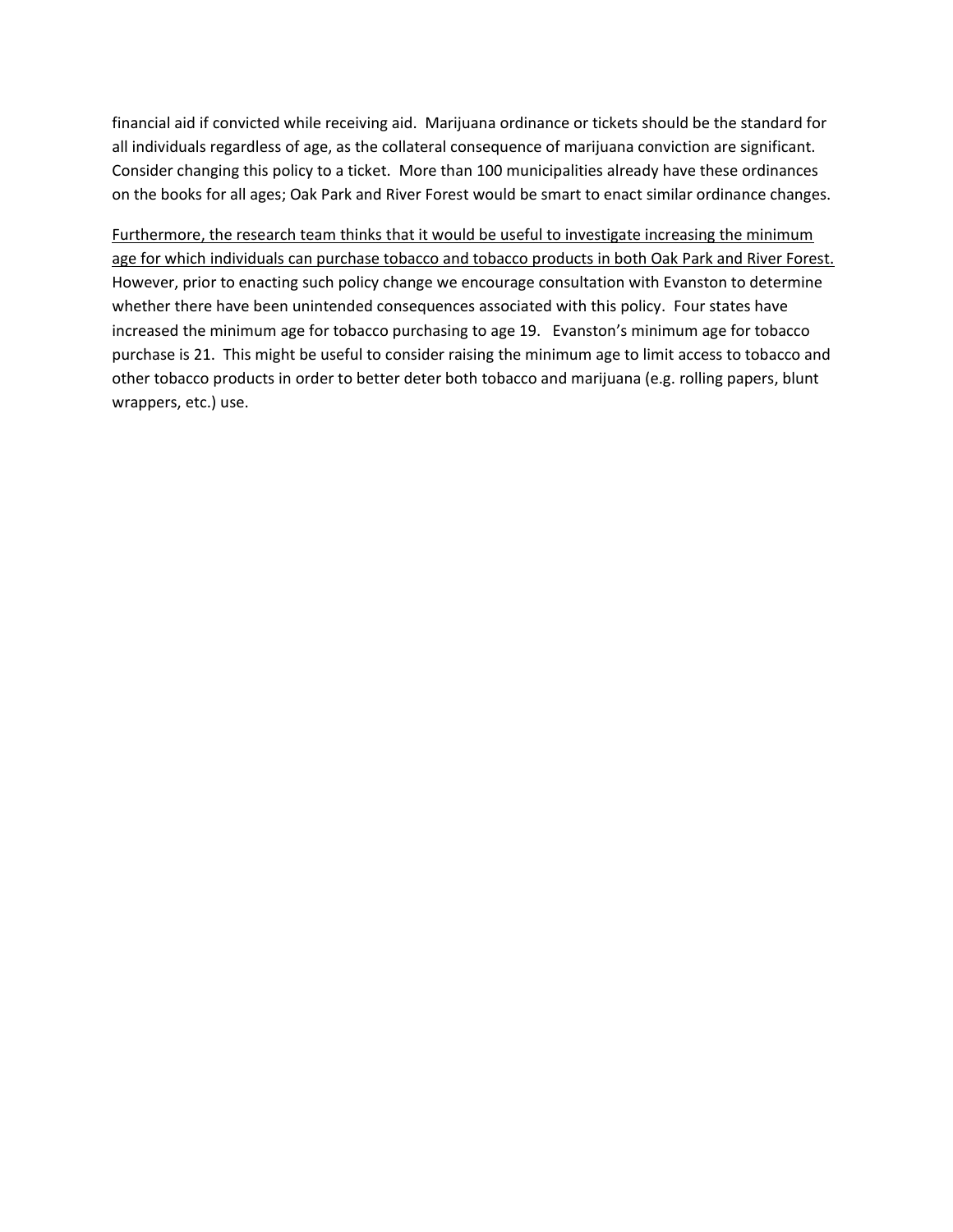financial aid if convicted while receiving aid. Marijuana ordinance or tickets should be the standard for all individuals regardless of age, as the collateral consequence of marijuana conviction are significant. Consider changing this policy to a ticket. More than 100 municipalities already have these ordinances on the books for all ages; Oak Park and River Forest would be smart to enact similar ordinance changes.

<u>Furthermore, the research team thinks that it would be useful to investigate increasing the minimum age for which individuals can purchase tobacco and tobacco products in both Oak Park and River Forest.</u> However, prior to enacting such policy change we encourage consultation with Evanston to determine whether there have been unintended consequences associated with this policy. Four states have increased the minimum age for tobacco purchasing to age 19. Evanston's minimum age for tobacco purchase is 21. This might be useful to consider raising the minimum age to limit access to tobacco and other tobacco products in order to better deter both tobacco and marijuana (e.g. rolling papers, blunt wrappers, etc.) use.